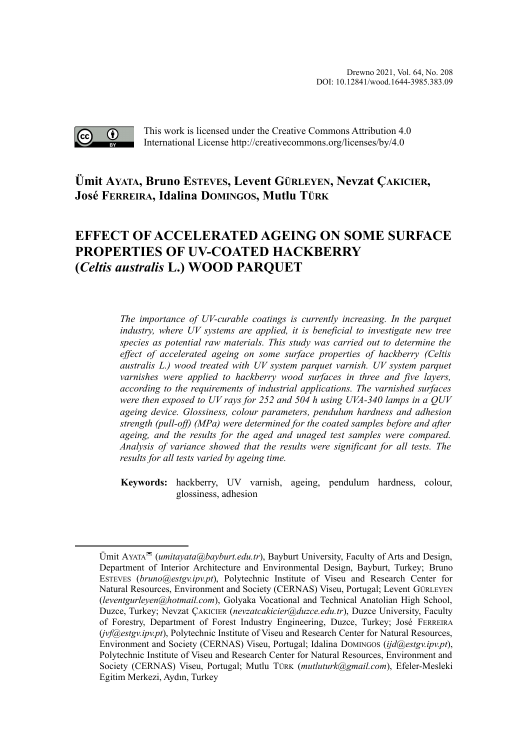Drewno 2021, Vol. 64, No. 208
DOI: 10.12841/wood.1644-3985.383.09

This work is licensed under the Creative Commons Attribution 4.0 International License http://creativecommons.org/licenses/by/4.0

**Ümit Ayata, Bruno Esteves, Levent Gürleyen, Nevzat Çakicier, José Ferreira, Idalina Domingos, Mutlu Türk**

# EFFECT OF ACCELERATED AGEING ON SOME SURFACE PROPERTIES OF UV-COATED HACKBERRY (*Celtis australis* L.) WOOD PARQUET

*The importance of UV-curable coatings is currently increasing. In the parquet industry, where UV systems are applied, it is beneficial to investigate new tree species as potential raw materials. This study was carried out to determine the effect of accelerated ageing on some surface properties of hackberry (Celtis australis L.) wood treated with UV system parquet varnish. UV system parquet varnishes were applied to hackberry wood surfaces in three and five layers, according to the requirements of industrial applications. The varnished surfaces were then exposed to UV rays for 252 and 504 h using UVA-340 lamps in a QUV ageing device. Glossiness, colour parameters, pendulum hardness and adhesion strength (pull-off) (MPa) were determined for the coated samples before and after ageing, and the results for the aged and unaged test samples were compared. Analysis of variance showed that the results were significant for all tests. The results for all tests varied by ageing time.*

**Keywords:** hackberry, UV varnish, ageing, pendulum hardness, colour, glossiness, adhesion

---

Ümit Ayata✉ (*umitayata@bayburt.edu.tr*), Bayburt University, Faculty of Arts and Design, Department of Interior Architecture and Environmental Design, Bayburt, Turkey; Bruno Esteves (*bruno@estgv.ipv.pt*), Polytechnic Institute of Viseu and Research Center for Natural Resources, Environment and Society (CERNAS) Viseu, Portugal; Levent Gürleyen (*leventgurleyen@hotmail.com*), Golyaka Vocational and Technical Anatolian High School, Duzce, Turkey; Nevzat Çakicier (*nevzatcakicier@duzce.edu.tr*), Duzce University, Faculty of Forestry, Department of Forest Industry Engineering, Duzce, Turkey; José Ferreira (*jvf@estgv.ipv.pt*), Polytechnic Institute of Viseu and Research Center for Natural Resources, Environment and Society (CERNAS) Viseu, Portugal; Idalina Domingos (*ijd@estgv.ipv.pt*), Polytechnic Institute of Viseu and Research Center for Natural Resources, Environment and Society (CERNAS) Viseu, Portugal; Mutlu Türk (*mutluturk@gmail.com*), Efeler-Mesleki Egitim Merkezi, Aydın, Turkey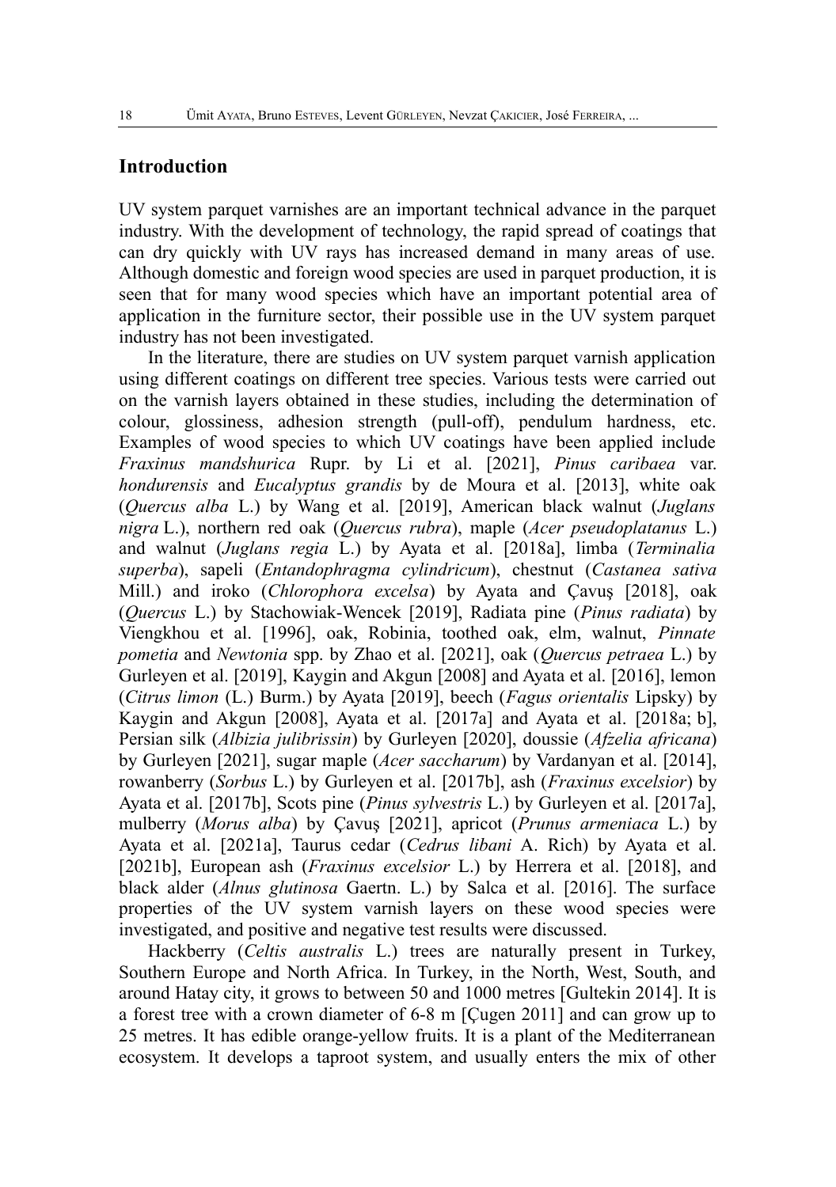## Introduction

UV system parquet varnishes are an important technical advance in the parquet industry. With the development of technology, the rapid spread of coatings that can dry quickly with UV rays has increased demand in many areas of use. Although domestic and foreign wood species are used in parquet production, it is seen that for many wood species which have an important potential area of application in the furniture sector, their possible use in the UV system parquet industry has not been investigated.

In the literature, there are studies on UV system parquet varnish application using different coatings on different tree species. Various tests were carried out on the varnish layers obtained in these studies, including the determination of colour, glossiness, adhesion strength (pull-off), pendulum hardness, etc. Examples of wood species to which UV coatings have been applied include *Fraxinus mandshurica* Rupr. by Li et al. [2021], *Pinus caribaea* var. *hondurensis* and *Eucalyptus grandis* by de Moura et al. [2013], white oak (*Quercus alba* L.) by Wang et al. [2019], American black walnut (*Juglans nigra* L.), northern red oak (*Quercus rubra*), maple (*Acer pseudoplatanus* L.) and walnut (*Juglans regia* L.) by Ayata et al. [2018a], limba (*Terminalia superba*), sapeli (*Entandophragma cylindricum*), chestnut (*Castanea sativa* Mill.) and iroko (*Chlorophora excelsa*) by Ayata and Çavuş [2018], oak (*Quercus* L.) by Stachowiak-Wencek [2019], Radiata pine (*Pinus radiata*) by Viengkhou et al. [1996], oak, Robinia, toothed oak, elm, walnut, *Pinnate pometia* and *Newtonia* spp. by Zhao et al. [2021], oak (*Quercus petraea* L.) by Gurleyen et al. [2019], Kaygin and Akgun [2008] and Ayata et al. [2016], lemon (*Citrus limon* (L.) Burm.) by Ayata [2019], beech (*Fagus orientalis* Lipsky) by Kaygin and Akgun [2008], Ayata et al. [2017a] and Ayata et al. [2018a; b], Persian silk (*Albizia julibrissin*) by Gurleyen [2020], doussie (*Afzelia africana*) by Gurleyen [2021], sugar maple (*Acer saccharum*) by Vardanyan et al. [2014], rowanberry (*Sorbus* L.) by Gurleyen et al. [2017b], ash (*Fraxinus excelsior*) by Ayata et al. [2017b], Scots pine (*Pinus sylvestris* L.) by Gurleyen et al. [2017a], mulberry (*Morus alba*) by Çavuş [2021], apricot (*Prunus armeniaca* L.) by Ayata et al. [2021a], Taurus cedar (*Cedrus libani* A. Rich) by Ayata et al. [2021b], European ash (*Fraxinus excelsior* L.) by Herrera et al. [2018], and black alder (*Alnus glutinosa* Gaertn. L.) by Salca et al. [2016]. The surface properties of the UV system varnish layers on these wood species were investigated, and positive and negative test results were discussed.

Hackberry (*Celtis australis* L.) trees are naturally present in Turkey, Southern Europe and North Africa. In Turkey, in the North, West, South, and around Hatay city, it grows to between 50 and 1000 metres [Gultekin 2014]. It is a forest tree with a crown diameter of 6-8 m [Çugen 2011] and can grow up to 25 metres. It has edible orange-yellow fruits. It is a plant of the Mediterranean ecosystem. It develops a taproot system, and usually enters the mix of other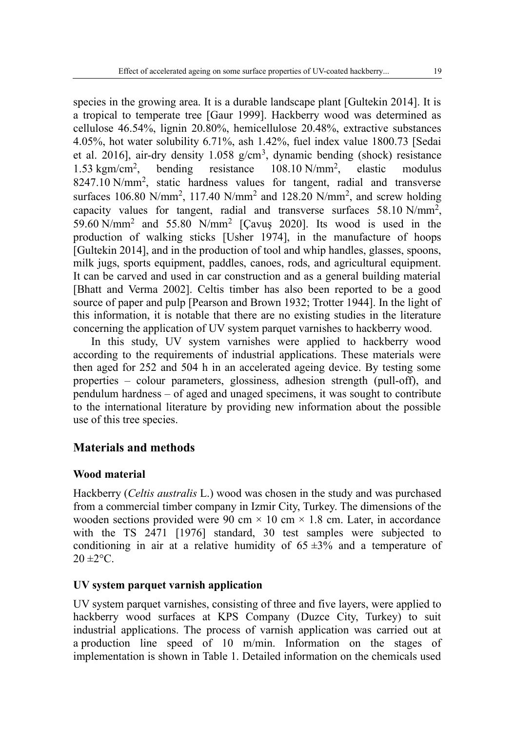species in the growing area. It is a durable landscape plant [Gultekin 2014]. It is a tropical to temperate tree [Gaur 1999]. Hackberry wood was determined as cellulose 46.54%, lignin 20.80%, hemicellulose 20.48%, extractive substances 4.05%, hot water solubility 6.71%, ash 1.42%, fuel index value 1800.73 [Sedai et al. 2016], air-dry density 1.058 $g/cm^3$, dynamic bending (shock) resistance 1.53 $kgm/cm^2$, bending resistance 108.10 $N/mm^2$, elastic modulus 8247.10 $N/mm^2$, static hardness values for tangent, radial and transverse surfaces 106.80 $N/mm^2$, 117.40 $N/mm^2$ and 128.20 $N/mm^2$, and screw holding capacity values for tangent, radial and transverse surfaces 58.10 $N/mm^2$, 59.60 $N/mm^2$ and 55.80 $N/mm^2$ [Çavuş 2020]. Its wood is used in the production of walking sticks [Usher 1974], in the manufacture of hoops [Gultekin 2014], and in the production of tool and whip handles, glasses, spoons, milk jugs, sports equipment, paddles, canoes, rods, and agricultural equipment. It can be carved and used in car construction and as a general building material [Bhatt and Verma 2002]. Celtis timber has also been reported to be a good source of paper and pulp [Pearson and Brown 1932; Trotter 1944]. In the light of this information, it is notable that there are no existing studies in the literature concerning the application of UV system parquet varnishes to hackberry wood.

In this study, UV system varnishes were applied to hackberry wood according to the requirements of industrial applications. These materials were then aged for 252 and 504 h in an accelerated ageing device. By testing some properties – colour parameters, glossiness, adhesion strength (pull-off), and pendulum hardness – of aged and unaged specimens, it was sought to contribute to the international literature by providing new information about the possible use of this tree species.

## Materials and methods

### Wood material

Hackberry (*Celtis australis* L.) wood was chosen in the study and was purchased from a commercial timber company in Izmir City, Turkey. The dimensions of the wooden sections provided were 90 cm × 10 cm × 1.8 cm. Later, in accordance with the TS 2471 [1976] standard, 30 test samples were subjected to conditioning in air at a relative humidity of 65 ±3% and a temperature of 20 ±2°C.

### UV system parquet varnish application

UV system parquet varnishes, consisting of three and five layers, were applied to hackberry wood surfaces at KPS Company (Duzce City, Turkey) to suit industrial applications. The process of varnish application was carried out at a production line speed of 10 m/min. Information on the stages of implementation is shown in Table 1. Detailed information on the chemicals used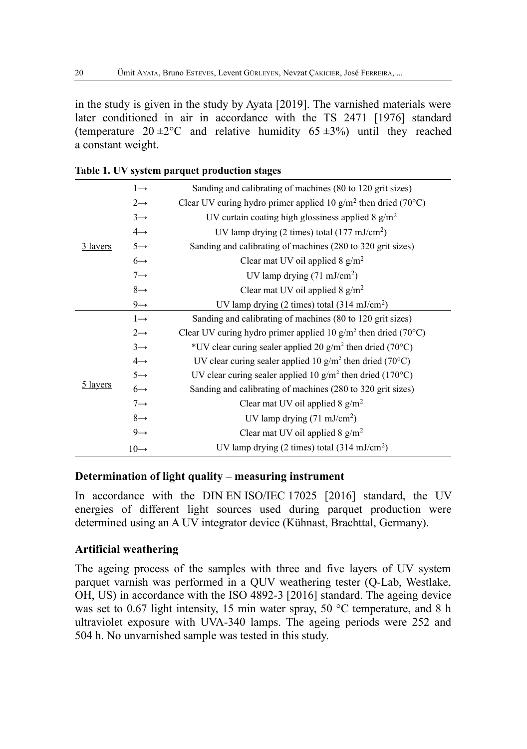in the study is given in the study by Ayata [2019]. The varnished materials were later conditioned in air in accordance with the TS 2471 [1976] standard (temperature 20 ±2°C and relative humidity 65 ±3%) until they reached a constant weight.

**Table 1. UV system parquet production stages**

| | | |
|---|---|---|
| 3 layers | 1→ | Sanding and calibrating of machines (80 to 120 grit sizes) |
| | 2→ | Clear UV curing hydro primer applied 10 g/m$^2$ then dried (70°C) |
| | 3→ | UV curtain coating high glossiness applied 8 g/m$^2$ |
| | 4→ | UV lamp drying (2 times) total (177 mJ/cm$^2$) |
| | 5→ | Sanding and calibrating of machines (280 to 320 grit sizes) |
| | 6→ | Clear mat UV oil applied 8 g/m$^2$ |
| | 7→ | UV lamp drying (71 mJ/cm$^2$) |
| | 8→ | Clear mat UV oil applied 8 g/m$^2$ |
| | 9→ | UV lamp drying (2 times) total (314 mJ/cm$^2$) |
| 5 layers | 1→ | Sanding and calibrating of machines (80 to 120 grit sizes) |
| | 2→ | Clear UV curing hydro primer applied 10 g/m$^2$ then dried (70°C) |
| | 3→ | *UV clear curing sealer applied 20 g/m$^2$ then dried (70°C) |
| | 4→ | UV clear curing sealer applied 10 g/m$^2$ then dried (70°C) |
| | 5→ | UV clear curing sealer applied 10 g/m$^2$ then dried (170°C) |
| | 6→ | Sanding and calibrating of machines (280 to 320 grit sizes) |
| | 7→ | Clear mat UV oil applied 8 g/m$^2$ |
| | 8→ | UV lamp drying (71 mJ/cm$^2$) |
| | 9→ | Clear mat UV oil applied 8 g/m$^2$ |
| | 10→ | UV lamp drying (2 times) total (314 mJ/cm$^2$) |

**Determination of light quality – measuring instrument**

In accordance with the DIN EN ISO/IEC 17025 [2016] standard, the UV energies of different light sources used during parquet production were determined using an A UV integrator device (Kühnast, Brachttal, Germany).

**Artificial weathering**

The ageing process of the samples with three and five layers of UV system parquet varnish was performed in a QUV weathering tester (Q-Lab, Westlake, OH, US) in accordance with the ISO 4892-3 [2016] standard. The ageing device was set to 0.67 light intensity, 15 min water spray, 50 °C temperature, and 8 h ultraviolet exposure with UVA-340 lamps. The ageing periods were 252 and 504 h. No unvarnished sample was tested in this study.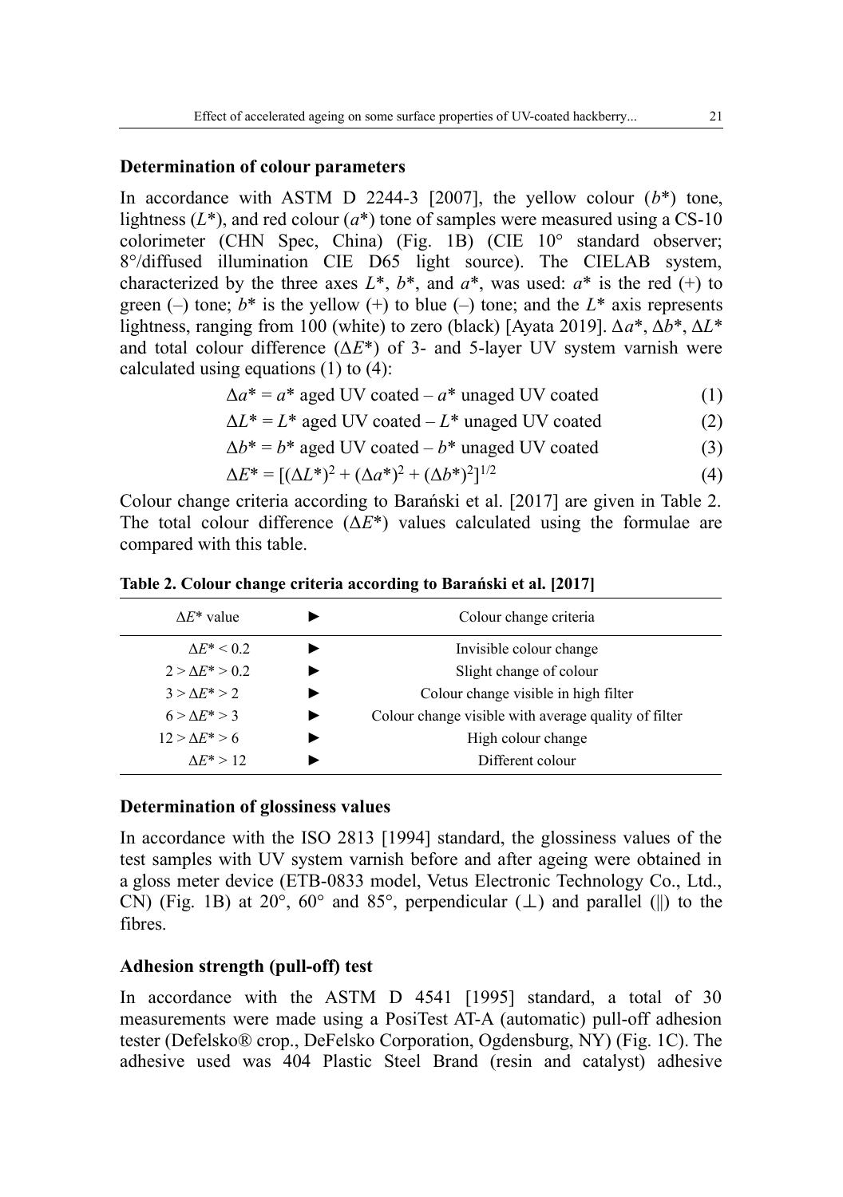### Determination of colour parameters

In accordance with ASTM D 2244-3 [2007], the yellow colour ($b^*$) tone, lightness ($L^*$), and red colour ($a^*$) tone of samples were measured using a CS-10 colorimeter (CHN Spec, China) (Fig. 1B) (CIE 10° standard observer; 8°/diffused illumination CIE D65 light source). The CIELAB system, characterized by the three axes $L^*$, $b^*$, and $a^*$, was used: $a^*$ is the red (+) to green (–) tone; $b^*$ is the yellow (+) to blue (–) tone; and the $L^*$ axis represents lightness, ranging from 100 (white) to zero (black) [Ayata 2019]. $\Delta a^*$, $\Delta b^*$, $\Delta L^*$ and total colour difference ($\Delta E^*$) of 3- and 5-layer UV system varnish were calculated using equations (1) to (4):

$$\Delta a^* = a^* \text{ aged UV coated} - a^* \text{ unaged UV coated} \quad (1)$$

$$\Delta L^* = L^* \text{ aged UV coated} - L^* \text{ unaged UV coated} \quad (2)$$

$$\Delta b^* = b^* \text{ aged UV coated} - b^* \text{ unaged UV coated} \quad (3)$$

$$\Delta E^* = [(\Delta L^*)^2 + (\Delta a^*)^2 + (\Delta b^*)^2]^{1/2} \quad (4)$$

Colour change criteria according to Barański et al. [2017] are given in Table 2. The total colour difference ($\Delta E^*$) values calculated using the formulae are compared with this table.

**Table 2. Colour change criteria according to Barański et al. [2017]**

| $\Delta E^*$ value | ► | Colour change criteria |
|---|---|---|
| $\Delta E^* < 0.2$ | ► | Invisible colour change |
| $2 > \Delta E^* > 0.2$ | ► | Slight change of colour |
| $3 > \Delta E^* > 2$ | ► | Colour change visible in high filter |
| $6 > \Delta E^* > 3$ | ► | Colour change visible with average quality of filter |
| $12 > \Delta E^* > 6$ | ► | High colour change |
| $\Delta E^* > 12$ | ► | Different colour |

### Determination of glossiness values

In accordance with the ISO 2813 [1994] standard, the glossiness values of the test samples with UV system varnish before and after ageing were obtained in a gloss meter device (ETB-0833 model, Vetus Electronic Technology Co., Ltd., CN) (Fig. 1B) at 20°, 60° and 85°, perpendicular (⊥) and parallel (||) to the fibres.

### Adhesion strength (pull-off) test

In accordance with the ASTM D 4541 [1995] standard, a total of 30 measurements were made using a PosiTest AT-A (automatic) pull-off adhesion tester (Defelsko® crop., DeFelsko Corporation, Ogdensburg, NY) (Fig. 1C). The adhesive used was 404 Plastic Steel Brand (resin and catalyst) adhesive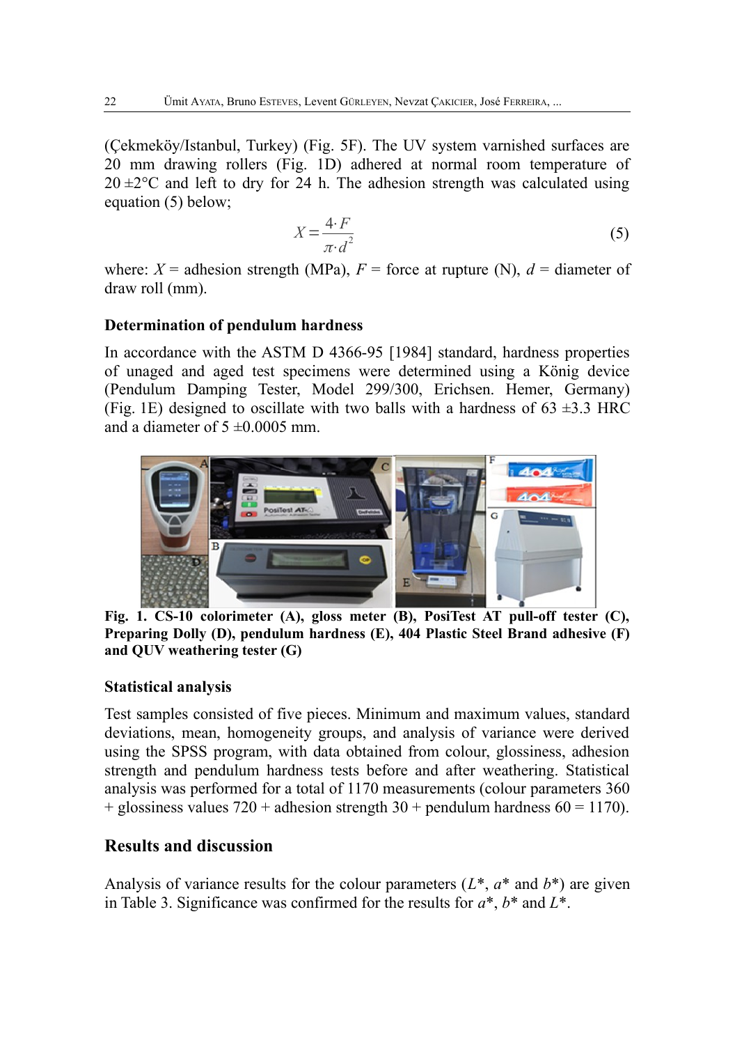(Çekmeköy/Istanbul, Turkey) (Fig. 5F). The UV system varnished surfaces are 20 mm drawing rollers (Fig. 1D) adhered at normal room temperature of 20 ±2°C and left to dry for 24 h. The adhesion strength was calculated using equation (5) below;

$$X = \frac{4 \cdot F}{\pi \cdot d^2} \tag{5}$$

where: $X$ = adhesion strength (MPa), $F$ = force at rupture (N), $d$ = diameter of draw roll (mm).

### Determination of pendulum hardness

In accordance with the ASTM D 4366-95 [1984] standard, hardness properties of unaged and aged test specimens were determined using a König device (Pendulum Damping Tester, Model 299/300, Erichsen. Hemer, Germany) (Fig. 1E) designed to oscillate with two balls with a hardness of 63 ±3.3 HRC and a diameter of 5 ±0.0005 mm.

**Fig. 1. CS-10 colorimeter (A), gloss meter (B), PosiTest AT pull-off tester (C), Preparing Dolly (D), pendulum hardness (E), 404 Plastic Steel Brand adhesive (F) and QUV weathering tester (G)**

### Statistical analysis

Test samples consisted of five pieces. Minimum and maximum values, standard deviations, mean, homogeneity groups, and analysis of variance were derived using the SPSS program, with data obtained from colour, glossiness, adhesion strength and pendulum hardness tests before and after weathering. Statistical analysis was performed for a total of 1170 measurements (colour parameters 360 + glossiness values 720 + adhesion strength 30 + pendulum hardness 60 = 1170).

## Results and discussion

Analysis of variance results for the colour parameters ($L^*$, $a^*$ and $b^*$) are given in Table 3. Significance was confirmed for the results for $a^*$, $b^*$ and $L^*$.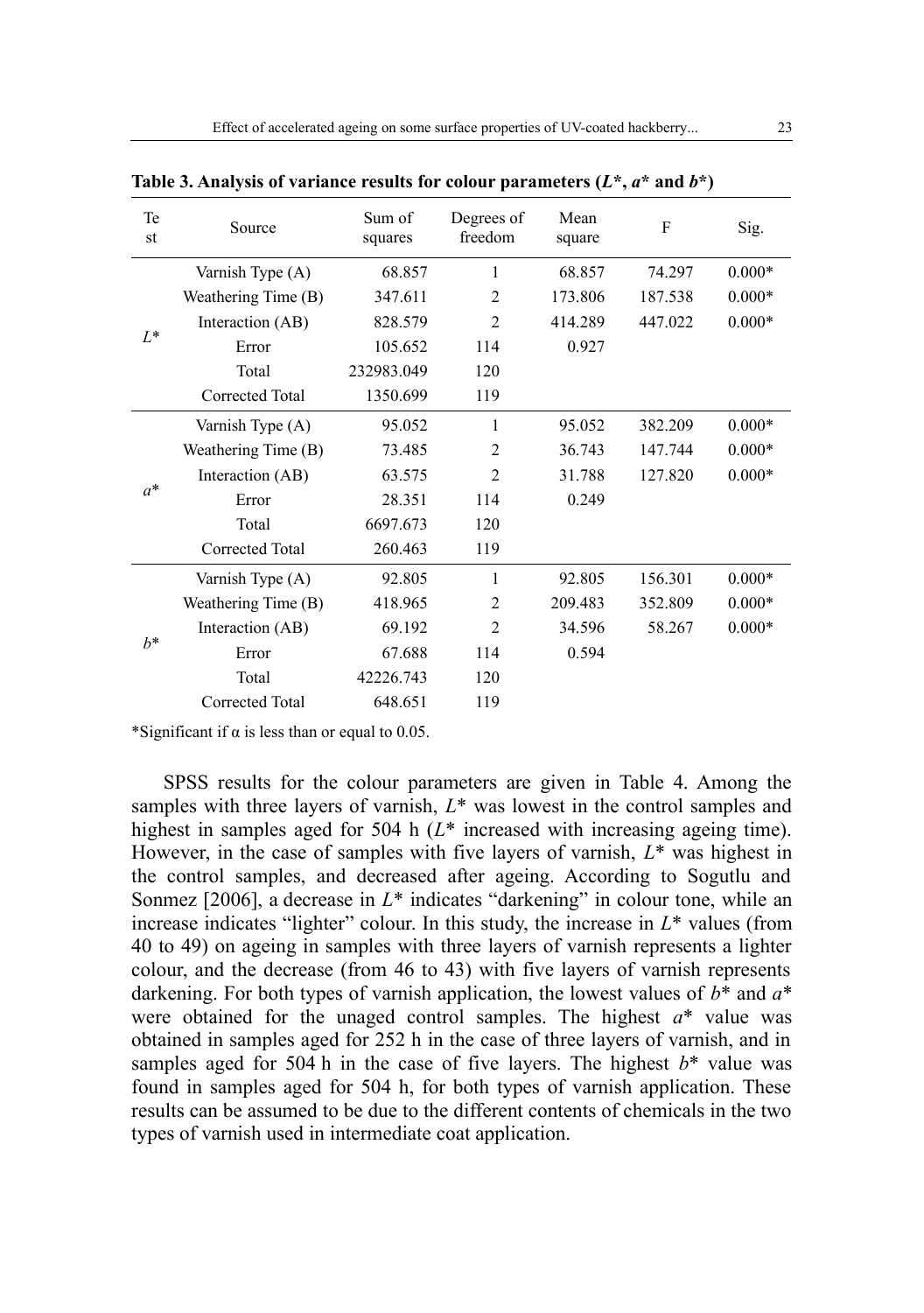**Table 3. Analysis of variance results for colour parameters ($L^*$, $a^*$ and $b^*$)**

| Test | Source | Sum of squares | Degrees of freedom | Mean square | F | Sig. |
|---|---|---|---|---|---|---|
| $L^*$ | Varnish Type (A) | 68.857 | 1 | 68.857 | 74.297 | 0.000* |
| | Weathering Time (B) | 347.611 | 2 | 173.806 | 187.538 | 0.000* |
| | Interaction (AB) | 828.579 | 2 | 414.289 | 447.022 | 0.000* |
| | Error | 105.652 | 114 | 0.927 | | |
| | Total | 232983.049 | 120 | | | |
| | Corrected Total | 1350.699 | 119 | | | |
| $a^*$ | Varnish Type (A) | 95.052 | 1 | 95.052 | 382.209 | 0.000* |
| | Weathering Time (B) | 73.485 | 2 | 36.743 | 147.744 | 0.000* |
| | Interaction (AB) | 63.575 | 2 | 31.788 | 127.820 | 0.000* |
| | Error | 28.351 | 114 | 0.249 | | |
| | Total | 6697.673 | 120 | | | |
| | Corrected Total | 260.463 | 119 | | | |
| $b^*$ | Varnish Type (A) | 92.805 | 1 | 92.805 | 156.301 | 0.000* |
| | Weathering Time (B) | 418.965 | 2 | 209.483 | 352.809 | 0.000* |
| | Interaction (AB) | 69.192 | 2 | 34.596 | 58.267 | 0.000* |
| | Error | 67.688 | 114 | 0.594 | | |
| | Total | 42226.743 | 120 | | | |
| | Corrected Total | 648.651 | 119 | | | |

*Significant if α is less than or equal to 0.05.

SPSS results for the colour parameters are given in Table 4. Among the samples with three layers of varnish, $L^*$ was lowest in the control samples and highest in samples aged for 504 h ($L^*$ increased with increasing ageing time). However, in the case of samples with five layers of varnish, $L^*$ was highest in the control samples, and decreased after ageing. According to Sogutlu and Sonmez [2006], a decrease in $L^*$ indicates "darkening" in colour tone, while an increase indicates "lighter" colour. In this study, the increase in $L^*$ values (from 40 to 49) on ageing in samples with three layers of varnish represents a lighter colour, and the decrease (from 46 to 43) with five layers of varnish represents darkening. For both types of varnish application, the lowest values of $b^*$ and $a^*$ were obtained for the unaged control samples. The highest $a^*$ value was obtained in samples aged for 252 h in the case of three layers of varnish, and in samples aged for 504 h in the case of five layers. The highest $b^*$ value was found in samples aged for 504 h, for both types of varnish application. These results can be assumed to be due to the different contents of chemicals in the two types of varnish used in intermediate coat application.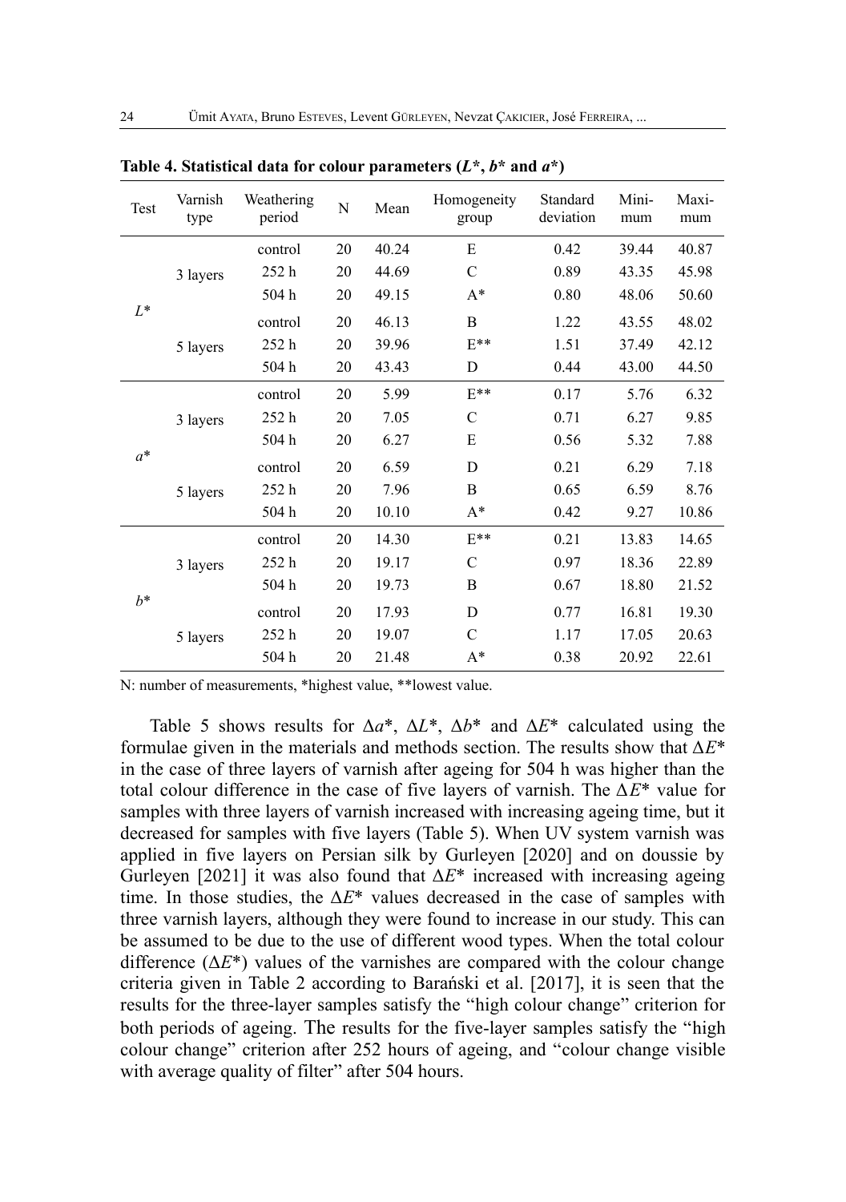**Table 4. Statistical data for colour parameters ($L^*$, $b^*$ and $a^*$)**

| Test | Varnish type | Weathering period | N | Mean | Homogeneity group | Standard deviation | Minimum | Maximum |
|---|---|---|---|---|---|---|---|---|
| $L^*$ | 3 layers | control | 20 | 40.24 | E | 0.42 | 39.44 | 40.87 |
| | | 252 h | 20 | 44.69 | C | 0.89 | 43.35 | 45.98 |
| | | 504 h | 20 | 49.15 | A* | 0.80 | 48.06 | 50.60 |
| | 5 layers | control | 20 | 46.13 | B | 1.22 | 43.55 | 48.02 |
| | | 252 h | 20 | 39.96 | E** | 1.51 | 37.49 | 42.12 |
| | | 504 h | 20 | 43.43 | D | 0.44 | 43.00 | 44.50 |
| $a^*$ | 3 layers | control | 20 | 5.99 | E** | 0.17 | 5.76 | 6.32 |
| | | 252 h | 20 | 7.05 | C | 0.71 | 6.27 | 9.85 |
| | | 504 h | 20 | 6.27 | E | 0.56 | 5.32 | 7.88 |
| | 5 layers | control | 20 | 6.59 | D | 0.21 | 6.29 | 7.18 |
| | | 252 h | 20 | 7.96 | B | 0.65 | 6.59 | 8.76 |
| | | 504 h | 20 | 10.10 | A* | 0.42 | 9.27 | 10.86 |
| $b^*$ | 3 layers | control | 20 | 14.30 | E** | 0.21 | 13.83 | 14.65 |
| | | 252 h | 20 | 19.17 | C | 0.97 | 18.36 | 22.89 |
| | | 504 h | 20 | 19.73 | B | 0.67 | 18.80 | 21.52 |
| | 5 layers | control | 20 | 17.93 | D | 0.77 | 16.81 | 19.30 |
| | | 252 h | 20 | 19.07 | C | 1.17 | 17.05 | 20.63 |
| | | 504 h | 20 | 21.48 | A* | 0.38 | 20.92 | 22.61 |

N: number of measurements, *highest value, **lowest value.

Table 5 shows results for $\Delta a^*$, $\Delta L^*$, $\Delta b^*$ and $\Delta E^*$ calculated using the formulae given in the materials and methods section. The results show that $\Delta E^*$ in the case of three layers of varnish after ageing for 504 h was higher than the total colour difference in the case of five layers of varnish. The $\Delta E^*$ value for samples with three layers of varnish increased with increasing ageing time, but it decreased for samples with five layers (Table 5). When UV system varnish was applied in five layers on Persian silk by Gurleyen [2020] and on doussie by Gurleyen [2021] it was also found that $\Delta E^*$ increased with increasing ageing time. In those studies, the $\Delta E^*$ values decreased in the case of samples with three varnish layers, although they were found to increase in our study. This can be assumed to be due to the use of different wood types. When the total colour difference ($\Delta E^*$) values of the varnishes are compared with the colour change criteria given in Table 2 according to Barański et al. [2017], it is seen that the results for the three-layer samples satisfy the "high colour change" criterion for both periods of ageing. The results for the five-layer samples satisfy the "high colour change" criterion after 252 hours of ageing, and "colour change visible with average quality of filter" after 504 hours.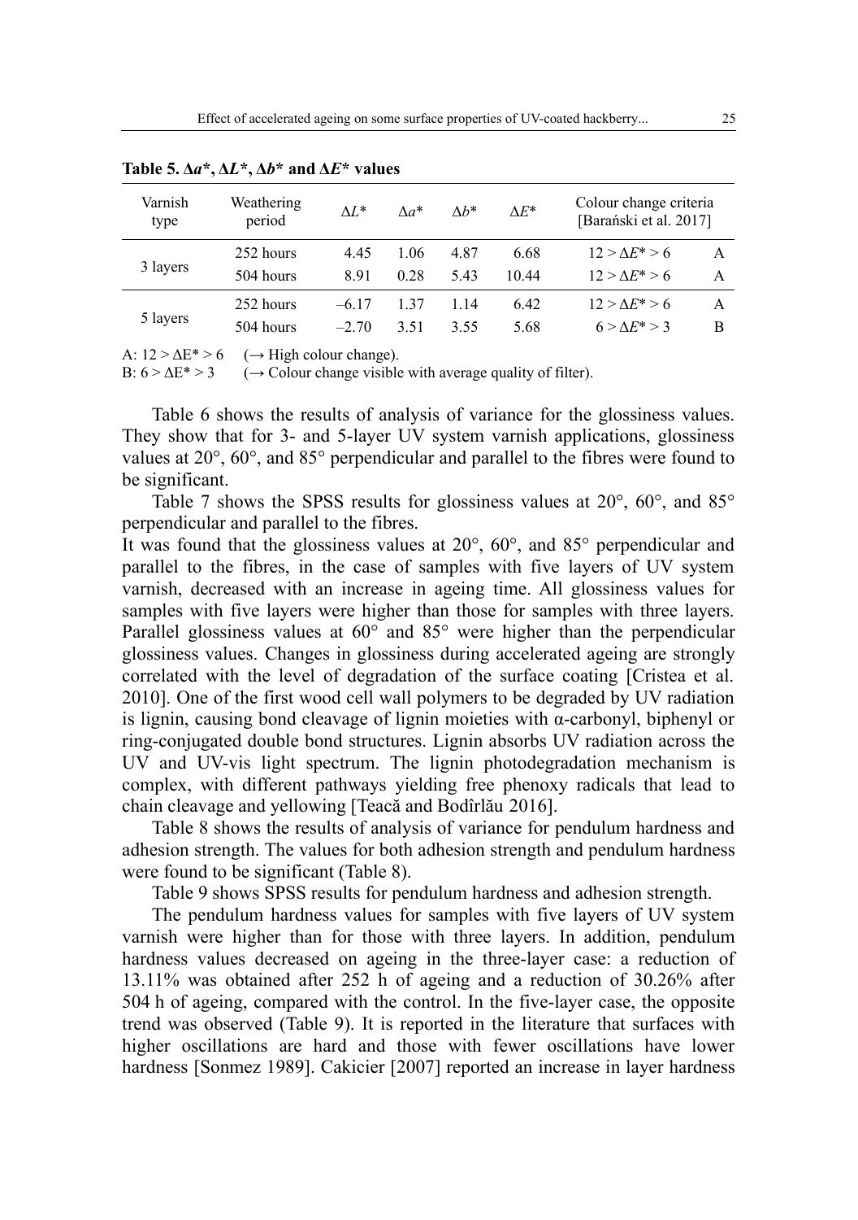**Table 5. Δa*, ΔL*, Δb* and ΔE* values**

| Varnish type | Weathering period | $\Delta L^*$ | $\Delta a^*$ | $\Delta b^*$ | $\Delta E^*$ | Colour change criteria [Barański et al. 2017] | |
|---|---|---|---|---|---|---|---|
| 3 layers | 252 hours | 4.45 | 1.06 | 4.87 | 6.68 | $12 > \Delta E^* > 6$ | A |
| | 504 hours | 8.91 | 0.28 | 5.43 | 10.44 | $12 > \Delta E^* > 6$ | A |
| 5 layers | 252 hours | –6.17 | 1.37 | 1.14 | 6.42 | $12 > \Delta E^* > 6$ | A |
| | 504 hours | –2.70 | 3.51 | 3.55 | 5.68 | $6 > \Delta E^* > 3$ | B |

A: $12 > \Delta E^* > 6$ (→ High colour change).
B: $6 > \Delta E^* > 3$ (→ Colour change visible with average quality of filter).

Table 6 shows the results of analysis of variance for the glossiness values. They show that for 3- and 5-layer UV system varnish applications, glossiness values at 20°, 60°, and 85° perpendicular and parallel to the fibres were found to be significant.

Table 7 shows the SPSS results for glossiness values at 20°, 60°, and 85° perpendicular and parallel to the fibres.

It was found that the glossiness values at 20°, 60°, and 85° perpendicular and parallel to the fibres, in the case of samples with five layers of UV system varnish, decreased with an increase in ageing time. All glossiness values for samples with five layers were higher than those for samples with three layers. Parallel glossiness values at 60° and 85° were higher than the perpendicular glossiness values. Changes in glossiness during accelerated ageing are strongly correlated with the level of degradation of the surface coating [Cristea et al. 2010]. One of the first wood cell wall polymers to be degraded by UV radiation is lignin, causing bond cleavage of lignin moieties with α-carbonyl, biphenyl or ring-conjugated double bond structures. Lignin absorbs UV radiation across the UV and UV-vis light spectrum. The lignin photodegradation mechanism is complex, with different pathways yielding free phenoxy radicals that lead to chain cleavage and yellowing [Teacă and Bodîrlău 2016].

Table 8 shows the results of analysis of variance for pendulum hardness and adhesion strength. The values for both adhesion strength and pendulum hardness were found to be significant (Table 8).

Table 9 shows SPSS results for pendulum hardness and adhesion strength.

The pendulum hardness values for samples with five layers of UV system varnish were higher than for those with three layers. In addition, pendulum hardness values decreased on ageing in the three-layer case: a reduction of 13.11% was obtained after 252 h of ageing and a reduction of 30.26% after 504 h of ageing, compared with the control. In the five-layer case, the opposite trend was observed (Table 9). It is reported in the literature that surfaces with higher oscillations are hard and those with fewer oscillations have lower hardness [Sonmez 1989]. Cakicier [2007] reported an increase in layer hardness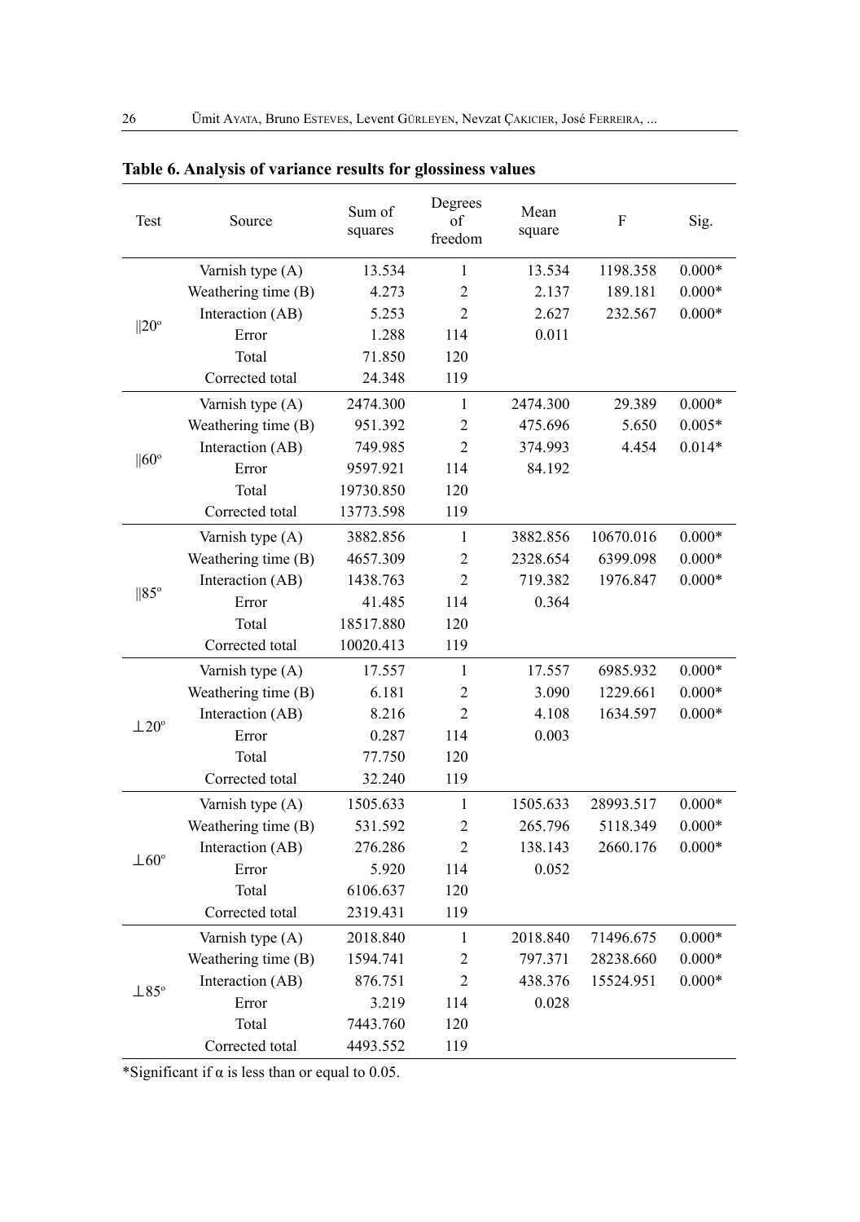**Table 6. Analysis of variance results for glossiness values**

| Test | Source | Sum of squares | Degrees of freedom | Mean square | F | Sig. |
|---|---|---|---|---|---|---|
| ‖20° | Varnish type (A) | 13.534 | 1 | 13.534 | 1198.358 | 0.000* |
| | Weathering time (B) | 4.273 | 2 | 2.137 | 189.181 | 0.000* |
| | Interaction (AB) | 5.253 | 2 | 2.627 | 232.567 | 0.000* |
| | Error | 1.288 | 114 | 0.011 | | |
| | Total | 71.850 | 120 | | | |
| | Corrected total | 24.348 | 119 | | | |
| ‖60° | Varnish type (A) | 2474.300 | 1 | 2474.300 | 29.389 | 0.000* |
| | Weathering time (B) | 951.392 | 2 | 475.696 | 5.650 | 0.005* |
| | Interaction (AB) | 749.985 | 2 | 374.993 | 4.454 | 0.014* |
| | Error | 9597.921 | 114 | 84.192 | | |
| | Total | 19730.850 | 120 | | | |
| | Corrected total | 13773.598 | 119 | | | |
| ‖85° | Varnish type (A) | 3882.856 | 1 | 3882.856 | 10670.016 | 0.000* |
| | Weathering time (B) | 4657.309 | 2 | 2328.654 | 6399.098 | 0.000* |
| | Interaction (AB) | 1438.763 | 2 | 719.382 | 1976.847 | 0.000* |
| | Error | 41.485 | 114 | 0.364 | | |
| | Total | 18517.880 | 120 | | | |
| | Corrected total | 10020.413 | 119 | | | |
| ⊥20° | Varnish type (A) | 17.557 | 1 | 17.557 | 6985.932 | 0.000* |
| | Weathering time (B) | 6.181 | 2 | 3.090 | 1229.661 | 0.000* |
| | Interaction (AB) | 8.216 | 2 | 4.108 | 1634.597 | 0.000* |
| | Error | 0.287 | 114 | 0.003 | | |
| | Total | 77.750 | 120 | | | |
| | Corrected total | 32.240 | 119 | | | |
| ⊥60° | Varnish type (A) | 1505.633 | 1 | 1505.633 | 28993.517 | 0.000* |
| | Weathering time (B) | 531.592 | 2 | 265.796 | 5118.349 | 0.000* |
| | Interaction (AB) | 276.286 | 2 | 138.143 | 2660.176 | 0.000* |
| | Error | 5.920 | 114 | 0.052 | | |
| | Total | 6106.637 | 120 | | | |
| | Corrected total | 2319.431 | 119 | | | |
| ⊥85° | Varnish type (A) | 2018.840 | 1 | 2018.840 | 71496.675 | 0.000* |
| | Weathering time (B) | 1594.741 | 2 | 797.371 | 28238.660 | 0.000* |
| | Interaction (AB) | 876.751 | 2 | 438.376 | 15524.951 | 0.000* |
| | Error | 3.219 | 114 | 0.028 | | |
| | Total | 7443.760 | 120 | | | |
| | Corrected total | 4493.552 | 119 | | | |

*Significant if $\alpha$ is less than or equal to 0.05.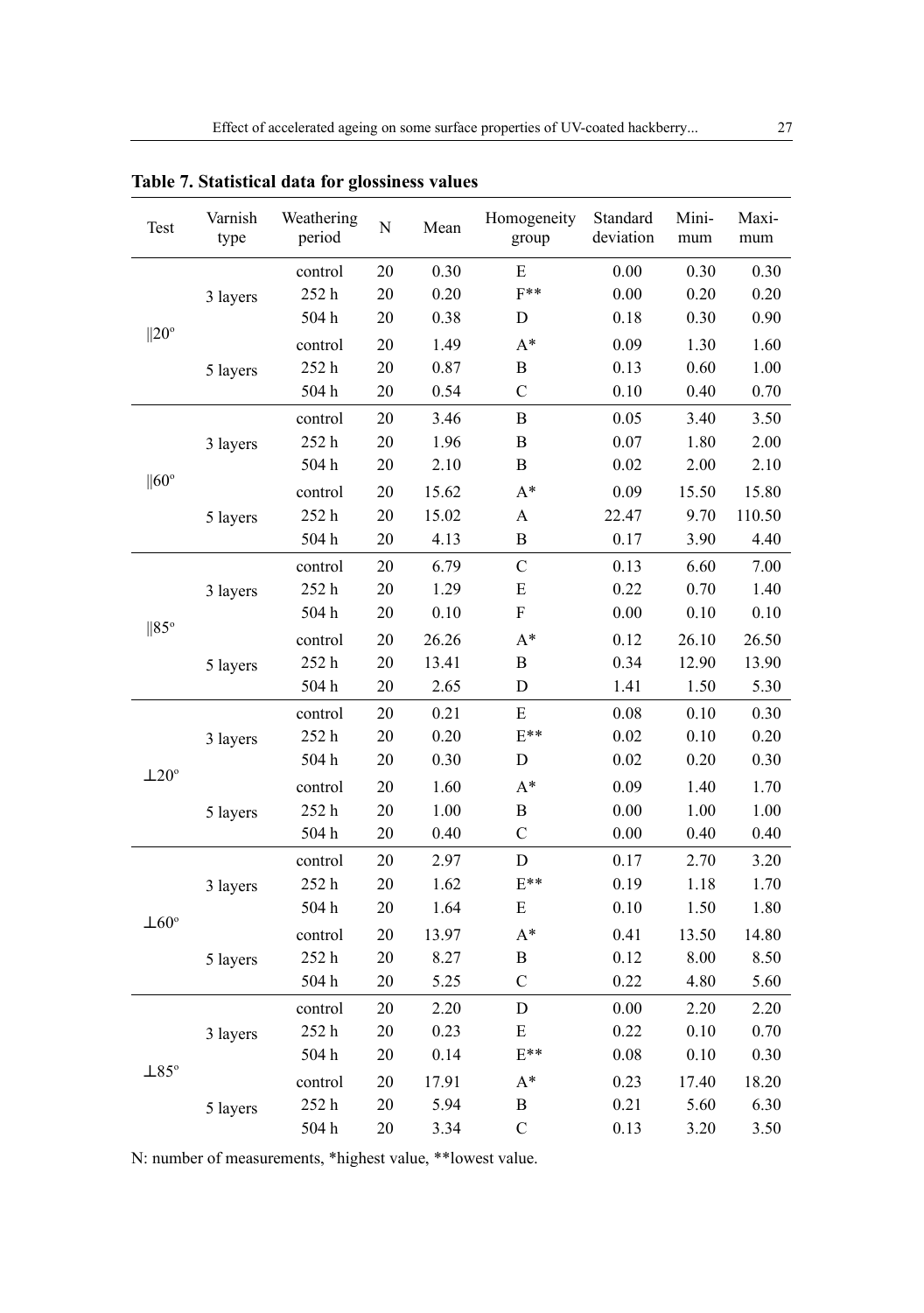**Table 7. Statistical data for glossiness values**

| Test | Varnish type | Weathering period | N | Mean | Homogeneity group | Standard deviation | Minimum | Maximum |
|---|---|---|---|---|---|---|---|---|
| ‖20º | 3 layers | control | 20 | 0.30 | E | 0.00 | 0.30 | 0.30 |
| | | 252 h | 20 | 0.20 | F** | 0.00 | 0.20 | 0.20 |
| | | 504 h | 20 | 0.38 | D | 0.18 | 0.30 | 0.90 |
| | 5 layers | control | 20 | 1.49 | A* | 0.09 | 1.30 | 1.60 |
| | | 252 h | 20 | 0.87 | B | 0.13 | 0.60 | 1.00 |
| | | 504 h | 20 | 0.54 | C | 0.10 | 0.40 | 0.70 |
| ‖60º | 3 layers | control | 20 | 3.46 | B | 0.05 | 3.40 | 3.50 |
| | | 252 h | 20 | 1.96 | B | 0.07 | 1.80 | 2.00 |
| | | 504 h | 20 | 2.10 | B | 0.02 | 2.00 | 2.10 |
| | 5 layers | control | 20 | 15.62 | A* | 0.09 | 15.50 | 15.80 |
| | | 252 h | 20 | 15.02 | A | 22.47 | 9.70 | 110.50 |
| | | 504 h | 20 | 4.13 | B | 0.17 | 3.90 | 4.40 |
| ‖85º | 3 layers | control | 20 | 6.79 | C | 0.13 | 6.60 | 7.00 |
| | | 252 h | 20 | 1.29 | E | 0.22 | 0.70 | 1.40 |
| | | 504 h | 20 | 0.10 | F | 0.00 | 0.10 | 0.10 |
| | 5 layers | control | 20 | 26.26 | A* | 0.12 | 26.10 | 26.50 |
| | | 252 h | 20 | 13.41 | B | 0.34 | 12.90 | 13.90 |
| | | 504 h | 20 | 2.65 | D | 1.41 | 1.50 | 5.30 |
| ⊥20º | 3 layers | control | 20 | 0.21 | E | 0.08 | 0.10 | 0.30 |
| | | 252 h | 20 | 0.20 | E** | 0.02 | 0.10 | 0.20 |
| | | 504 h | 20 | 0.30 | D | 0.02 | 0.20 | 0.30 |
| | 5 layers | control | 20 | 1.60 | A* | 0.09 | 1.40 | 1.70 |
| | | 252 h | 20 | 1.00 | B | 0.00 | 1.00 | 1.00 |
| | | 504 h | 20 | 0.40 | C | 0.00 | 0.40 | 0.40 |
| ⊥60º | 3 layers | control | 20 | 2.97 | D | 0.17 | 2.70 | 3.20 |
| | | 252 h | 20 | 1.62 | E** | 0.19 | 1.18 | 1.70 |
| | | 504 h | 20 | 1.64 | E | 0.10 | 1.50 | 1.80 |
| | 5 layers | control | 20 | 13.97 | A* | 0.41 | 13.50 | 14.80 |
| | | 252 h | 20 | 8.27 | B | 0.12 | 8.00 | 8.50 |
| | | 504 h | 20 | 5.25 | C | 0.22 | 4.80 | 5.60 |
| ⊥85º | 3 layers | control | 20 | 2.20 | D | 0.00 | 2.20 | 2.20 |
| | | 252 h | 20 | 0.23 | E | 0.22 | 0.10 | 0.70 |
| | | 504 h | 20 | 0.14 | E** | 0.08 | 0.10 | 0.30 |
| | 5 layers | control | 20 | 17.91 | A* | 0.23 | 17.40 | 18.20 |
| | | 252 h | 20 | 5.94 | B | 0.21 | 5.60 | 6.30 |
| | | 504 h | 20 | 3.34 | C | 0.13 | 3.20 | 3.50 |

N: number of measurements, *highest value, **lowest value.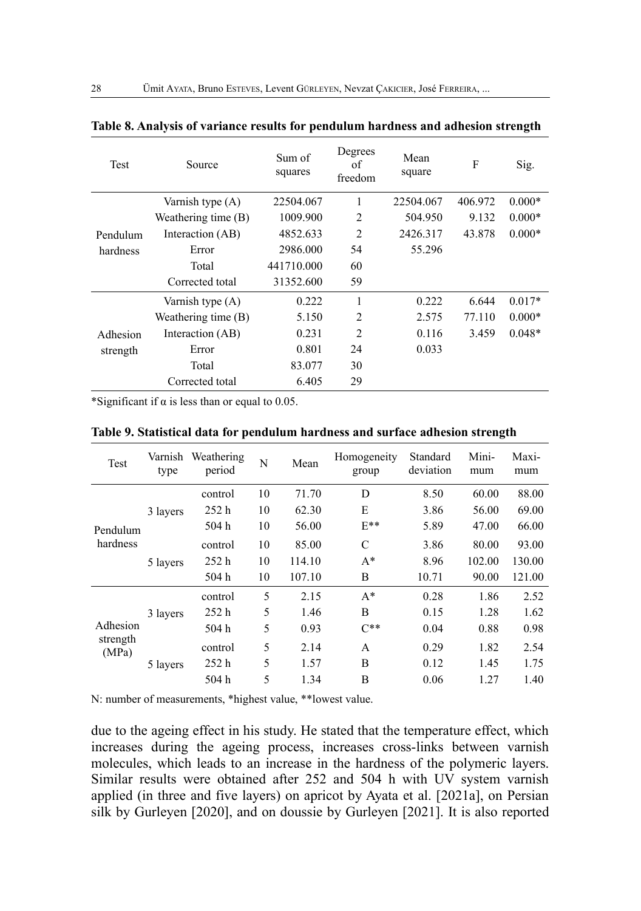**Table 8. Analysis of variance results for pendulum hardness and adhesion strength**

| Test | Source | Sum of squares | Degrees of freedom | Mean square | F | Sig. |
|---|---|---|---|---|---|---|
| Pendulum hardness | Varnish type (A) | 22504.067 | 1 | 22504.067 | 406.972 | 0.000* |
| | Weathering time (B) | 1009.900 | 2 | 504.950 | 9.132 | 0.000* |
| | Interaction (AB) | 4852.633 | 2 | 2426.317 | 43.878 | 0.000* |
| | Error | 2986.000 | 54 | 55.296 | | |
| | Total | 441710.000 | 60 | | | |
| | Corrected total | 31352.600 | 59 | | | |
| Adhesion strength | Varnish type (A) | 0.222 | 1 | 0.222 | 6.644 | 0.017* |
| | Weathering time (B) | 5.150 | 2 | 2.575 | 77.110 | 0.000* |
| | Interaction (AB) | 0.231 | 2 | 0.116 | 3.459 | 0.048* |
| | Error | 0.801 | 24 | 0.033 | | |
| | Total | 83.077 | 30 | | | |
| | Corrected total | 6.405 | 29 | | | |

*Significant if α is less than or equal to 0.05.

**Table 9. Statistical data for pendulum hardness and surface adhesion strength**

| Test | Varnish type | Weathering period | N | Mean | Homogeneity group | Standard deviation | Minimum | Maximum |
|---|---|---|---|---|---|---|---|---|
| Pendulum hardness | 3 layers | control | 10 | 71.70 | D | 8.50 | 60.00 | 88.00 |
| | | 252 h | 10 | 62.30 | E | 3.86 | 56.00 | 69.00 |
| | | 504 h | 10 | 56.00 | E** | 5.89 | 47.00 | 66.00 |
| | 5 layers | control | 10 | 85.00 | C | 3.86 | 80.00 | 93.00 |
| | | 252 h | 10 | 114.10 | A* | 8.96 | 102.00 | 130.00 |
| | | 504 h | 10 | 107.10 | B | 10.71 | 90.00 | 121.00 |
| Adhesion strength (MPa) | 3 layers | control | 5 | 2.15 | A* | 0.28 | 1.86 | 2.52 |
| | | 252 h | 5 | 1.46 | B | 0.15 | 1.28 | 1.62 |
| | | 504 h | 5 | 0.93 | C** | 0.04 | 0.88 | 0.98 |
| | 5 layers | control | 5 | 2.14 | A | 0.29 | 1.82 | 2.54 |
| | | 252 h | 5 | 1.57 | B | 0.12 | 1.45 | 1.75 |
| | | 504 h | 5 | 1.34 | B | 0.06 | 1.27 | 1.40 |

N: number of measurements, *highest value, **lowest value.

due to the ageing effect in his study. He stated that the temperature effect, which increases during the ageing process, increases cross-links between varnish molecules, which leads to an increase in the hardness of the polymeric layers. Similar results were obtained after 252 and 504 h with UV system varnish applied (in three and five layers) on apricot by Ayata et al. [2021a], on Persian silk by Gurleyen [2020], and on doussie by Gurleyen [2021]. It is also reported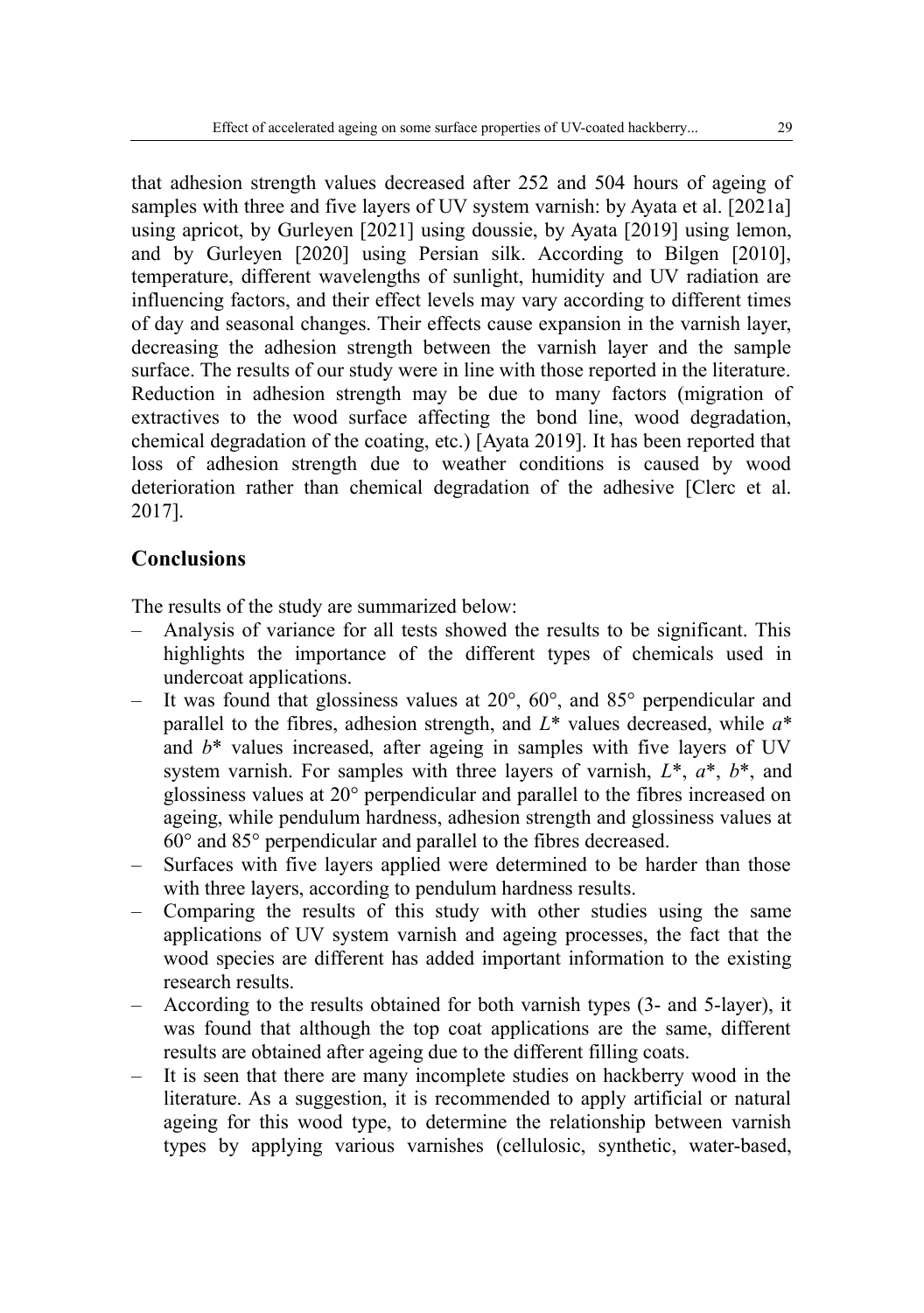that adhesion strength values decreased after 252 and 504 hours of ageing of samples with three and five layers of UV system varnish: by Ayata et al. [2021a] using apricot, by Gurleyen [2021] using doussie, by Ayata [2019] using lemon, and by Gurleyen [2020] using Persian silk. According to Bilgen [2010], temperature, different wavelengths of sunlight, humidity and UV radiation are influencing factors, and their effect levels may vary according to different times of day and seasonal changes. Their effects cause expansion in the varnish layer, decreasing the adhesion strength between the varnish layer and the sample surface. The results of our study were in line with those reported in the literature. Reduction in adhesion strength may be due to many factors (migration of extractives to the wood surface affecting the bond line, wood degradation, chemical degradation of the coating, etc.) [Ayata 2019]. It has been reported that loss of adhesion strength due to weather conditions is caused by wood deterioration rather than chemical degradation of the adhesive [Clerc et al. 2017].

## Conclusions

The results of the study are summarized below:

- Analysis of variance for all tests showed the results to be significant. This highlights the importance of the different types of chemicals used in undercoat applications.
- It was found that glossiness values at 20°, 60°, and 85° perpendicular and parallel to the fibres, adhesion strength, and *L*\* values decreased, while *a*\* and *b*\* values increased, after ageing in samples with five layers of UV system varnish. For samples with three layers of varnish, *L*\*, *a*\*, *b*\*, and glossiness values at 20° perpendicular and parallel to the fibres increased on ageing, while pendulum hardness, adhesion strength and glossiness values at 60° and 85° perpendicular and parallel to the fibres decreased.
- Surfaces with five layers applied were determined to be harder than those with three layers, according to pendulum hardness results.
- Comparing the results of this study with other studies using the same applications of UV system varnish and ageing processes, the fact that the wood species are different has added important information to the existing research results.
- According to the results obtained for both varnish types (3- and 5-layer), it was found that although the top coat applications are the same, different results are obtained after ageing due to the different filling coats.
- It is seen that there are many incomplete studies on hackberry wood in the literature. As a suggestion, it is recommended to apply artificial or natural ageing for this wood type, to determine the relationship between varnish types by applying various varnishes (cellulosic, synthetic, water-based,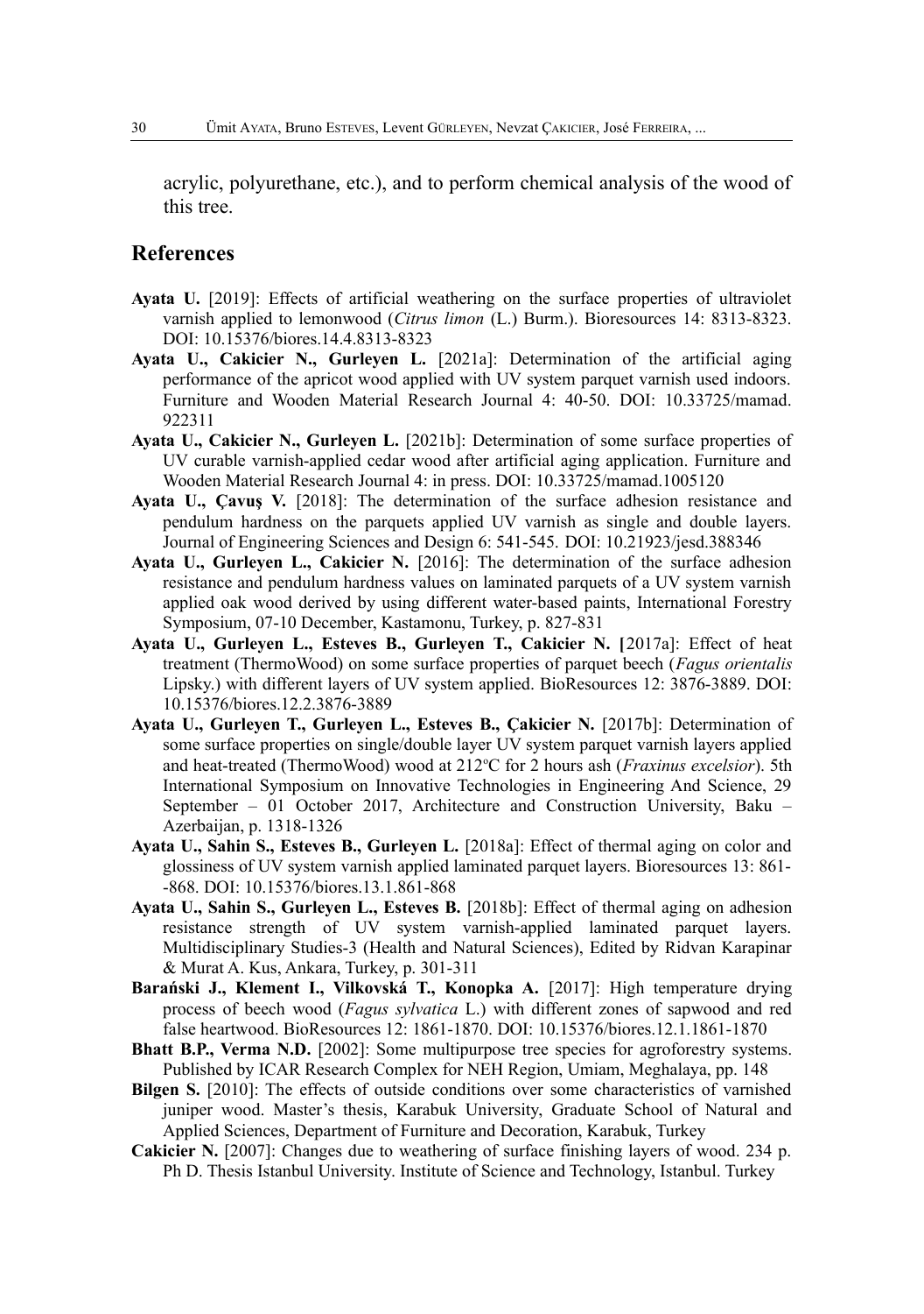acrylic, polyurethane, etc.), and to perform chemical analysis of the wood of this tree.

## References

**Ayata U.** [2019]: Effects of artificial weathering on the surface properties of ultraviolet varnish applied to lemonwood (*Citrus limon* (L.) Burm.). Bioresources 14: 8313-8323. DOI: 10.15376/biores.14.4.8313-8323

**Ayata U., Cakicier N., Gurleyen L.** [2021a]: Determination of the artificial aging performance of the apricot wood applied with UV system parquet varnish used indoors. Furniture and Wooden Material Research Journal 4: 40-50. DOI: 10.33725/mamad.922311

**Ayata U., Cakicier N., Gurleyen L.** [2021b]: Determination of some surface properties of UV curable varnish-applied cedar wood after artificial aging application. Furniture and Wooden Material Research Journal 4: in press. DOI: 10.33725/mamad.1005120

**Ayata U., Çavuş V.** [2018]: The determination of the surface adhesion resistance and pendulum hardness on the parquets applied UV varnish as single and double layers. Journal of Engineering Sciences and Design 6: 541-545. DOI: 10.21923/jesd.388346

**Ayata U., Gurleyen L., Cakicier N.** [2016]: The determination of the surface adhesion resistance and pendulum hardness values on laminated parquets of a UV system varnish applied oak wood derived by using different water-based paints, International Forestry Symposium, 07-10 December, Kastamonu, Turkey, p. 827-831

**Ayata U., Gurleyen L., Esteves B., Gurleyen T., Cakicier N. [**2017a]: Effect of heat treatment (ThermoWood) on some surface properties of parquet beech (*Fagus orientalis* Lipsky.) with different layers of UV system applied. BioResources 12: 3876-3889. DOI: 10.15376/biores.12.2.3876-3889

**Ayata U., Gurleyen T., Gurleyen L., Esteves B., Çakicier N.** [2017b]: Determination of some surface properties on single/double layer UV system parquet varnish layers applied and heat-treated (ThermoWood) wood at 212°C for 2 hours ash (*Fraxinus excelsior*). 5th International Symposium on Innovative Technologies in Engineering And Science, 29 September – 01 October 2017, Architecture and Construction University, Baku – Azerbaijan, p. 1318-1326

**Ayata U., Sahin S., Esteves B., Gurleyen L.** [2018a]: Effect of thermal aging on color and glossiness of UV system varnish applied laminated parquet layers. Bioresources 13: 861--868. DOI: 10.15376/biores.13.1.861-868

**Ayata U., Sahin S., Gurleyen L., Esteves B.** [2018b]: Effect of thermal aging on adhesion resistance strength of UV system varnish-applied laminated parquet layers. Multidisciplinary Studies-3 (Health and Natural Sciences), Edited by Ridvan Karapinar & Murat A. Kus, Ankara, Turkey, p. 301-311

**Barański J., Klement I., Vilkovská T., Konopka A.** [2017]: High temperature drying process of beech wood (*Fagus sylvatica* L.) with different zones of sapwood and red false heartwood. BioResources 12: 1861-1870. DOI: 10.15376/biores.12.1.1861-1870

**Bhatt B.P., Verma N.D.** [2002]: Some multipurpose tree species for agroforestry systems. Published by ICAR Research Complex for NEH Region, Umiam, Meghalaya, pp. 148

**Bilgen S.** [2010]: The effects of outside conditions over some characteristics of varnished juniper wood. Master's thesis, Karabuk University, Graduate School of Natural and Applied Sciences, Department of Furniture and Decoration, Karabuk, Turkey

**Cakicier N.** [2007]: Changes due to weathering of surface finishing layers of wood. 234 p. Ph D. Thesis Istanbul University. Institute of Science and Technology, Istanbul. Turkey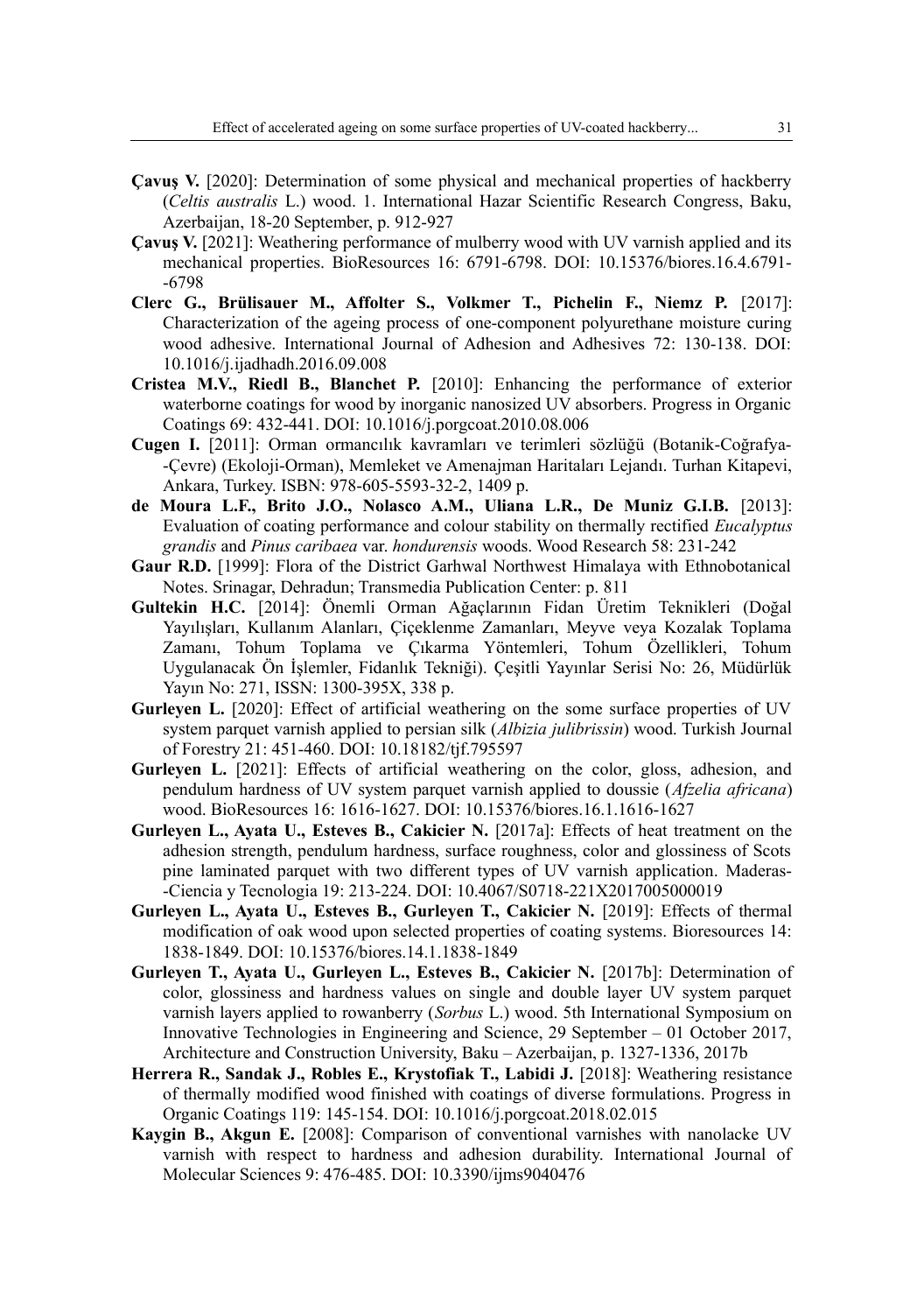**Çavuş V.** [2020]: Determination of some physical and mechanical properties of hackberry (*Celtis australis* L.) wood. 1. International Hazar Scientific Research Congress, Baku, Azerbaijan, 18-20 September, p. 912-927

**Çavuş V.** [2021]: Weathering performance of mulberry wood with UV varnish applied and its mechanical properties. BioResources 16: 6791-6798. DOI: 10.15376/biores.16.4.6791--6798

**Clerc G., Brülisauer M., Affolter S., Volkmer T., Pichelin F., Niemz P.** [2017]: Characterization of the ageing process of one-component polyurethane moisture curing wood adhesive. International Journal of Adhesion and Adhesives 72: 130-138. DOI: 10.1016/j.ijadhadh.2016.09.008

**Cristea M.V., Riedl B., Blanchet P.** [2010]: Enhancing the performance of exterior waterborne coatings for wood by inorganic nanosized UV absorbers. Progress in Organic Coatings 69: 432-441. DOI: 10.1016/j.porgcoat.2010.08.006

**Cugen I.** [2011]: Orman ormancılık kavramları ve terimleri sözlüğü (Botanik-Coğrafya--Çevre) (Ekoloji-Orman), Memleket ve Amenajman Haritaları Lejandı. Turhan Kitapevi, Ankara, Turkey. ISBN: 978-605-5593-32-2, 1409 p.

**de Moura L.F., Brito J.O., Nolasco A.M., Uliana L.R., De Muniz G.I.B.** [2013]: Evaluation of coating performance and colour stability on thermally rectified *Eucalyptus grandis* and *Pinus caribaea* var. *hondurensis* woods. Wood Research 58: 231-242

**Gaur R.D.** [1999]: Flora of the District Garhwal Northwest Himalaya with Ethnobotanical Notes. Srinagar, Dehradun; Transmedia Publication Center: p. 811

**Gultekin H.C.** [2014]: Önemli Orman Ağaçlarının Fidan Üretim Teknikleri (Doğal Yayılışları, Kullanım Alanları, Çiçeklenme Zamanları, Meyve veya Kozalak Toplama Zamanı, Tohum Toplama ve Çıkarma Yöntemleri, Tohum Özellikleri, Tohum Uygulanacak Ön İşlemler, Fidanlık Tekniği). Çeşitli Yayınlar Serisi No: 26, Müdürlük Yayın No: 271, ISSN: 1300-395X, 338 p.

**Gurleyen L.** [2020]: Effect of artificial weathering on the some surface properties of UV system parquet varnish applied to persian silk (*Albizia julibrissin*) wood. Turkish Journal of Forestry 21: 451-460. DOI: 10.18182/tjf.795597

**Gurleyen L.** [2021]: Effects of artificial weathering on the color, gloss, adhesion, and pendulum hardness of UV system parquet varnish applied to doussie (*Afzelia africana*) wood. BioResources 16: 1616-1627. DOI: 10.15376/biores.16.1.1616-1627

**Gurleyen L., Ayata U., Esteves B., Cakicier N.** [2017a]: Effects of heat treatment on the adhesion strength, pendulum hardness, surface roughness, color and glossiness of Scots pine laminated parquet with two different types of UV varnish application. Maderas--Ciencia y Tecnologia 19: 213-224. DOI: 10.4067/S0718-221X2017005000019

**Gurleyen L., Ayata U., Esteves B., Gurleyen T., Cakicier N.** [2019]: Effects of thermal modification of oak wood upon selected properties of coating systems. Bioresources 14: 1838-1849. DOI: 10.15376/biores.14.1.1838-1849

**Gurleyen T., Ayata U., Gurleyen L., Esteves B., Cakicier N.** [2017b]: Determination of color, glossiness and hardness values on single and double layer UV system parquet varnish layers applied to rowanberry (*Sorbus* L.) wood. 5th International Symposium on Innovative Technologies in Engineering and Science, 29 September – 01 October 2017, Architecture and Construction University, Baku – Azerbaijan, p. 1327-1336, 2017b

**Herrera R., Sandak J., Robles E., Krystofiak T., Labidi J.** [2018]: Weathering resistance of thermally modified wood finished with coatings of diverse formulations. Progress in Organic Coatings 119: 145-154. DOI: 10.1016/j.porgcoat.2018.02.015

**Kaygin B., Akgun E.** [2008]: Comparison of conventional varnishes with nanolacke UV varnish with respect to hardness and adhesion durability. International Journal of Molecular Sciences 9: 476-485. DOI: 10.3390/ijms9040476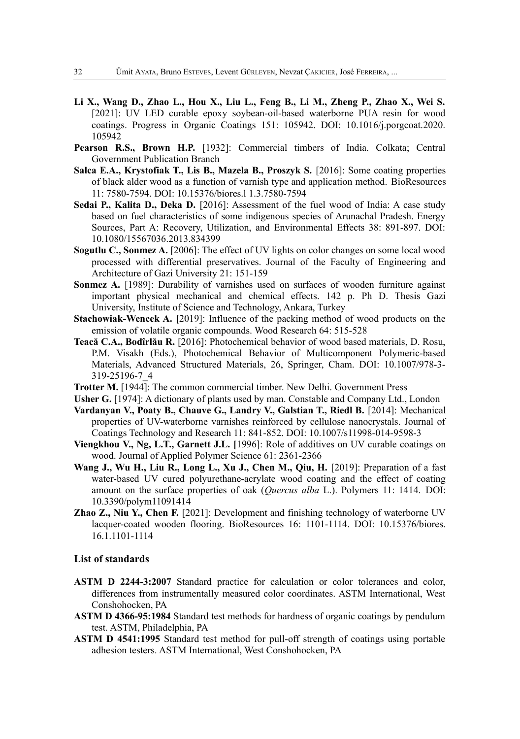**Li X., Wang D., Zhao L., Hou X., Liu L., Feng B., Li M., Zheng P., Zhao X., Wei S.** [2021]: UV LED curable epoxy soybean-oil-based waterborne PUA resin for wood coatings. Progress in Organic Coatings 151: 105942. DOI: 10.1016/j.porgcoat.2020.105942

**Pearson R.S., Brown H.P.** [1932]: Commercial timbers of India. Colkata; Central Government Publication Branch

**Salca E.A., Krystofiak T., Lis B., Mazela B., Proszyk S.** [2016]: Some coating properties of black alder wood as a function of varnish type and application method. BioResources 11: 7580-7594. DOI: 10.15376/biores.l 1.3.7580-7594

**Sedai P., Kalita D., Deka D.** [2016]: Assessment of the fuel wood of India: A case study based on fuel characteristics of some indigenous species of Arunachal Pradesh. Energy Sources, Part A: Recovery, Utilization, and Environmental Effects 38: 891-897. DOI: 10.1080/15567036.2013.834399

**Sogutlu C., Sonmez A.** [2006]: The effect of UV lights on color changes on some local wood processed with differential preservatives. Journal of the Faculty of Engineering and Architecture of Gazi University 21: 151-159

**Sonmez A.** [1989]: Durability of varnishes used on surfaces of wooden furniture against important physical mechanical and chemical effects. 142 p. Ph D. Thesis Gazi University, Institute of Science and Technology, Ankara, Turkey

**Stachowiak-Wencek A. [**2019]: Influence of the packing method of wood products on the emission of volatile organic compounds. Wood Research 64: 515-528

**Teacă C.A., Bodîrlău R.** [2016]: Photochemical behavior of wood based materials, D. Rosu, P.M. Visakh (Eds.), Photochemical Behavior of Multicomponent Polymeric-based Materials, Advanced Structured Materials, 26, Springer, Cham. DOI: 10.1007/978-3-319-25196-7_4

**Trotter M.** [1944]: The common commercial timber. New Delhi. Government Press

**Usher G.** [1974]: A dictionary of plants used by man. Constable and Company Ltd., London

**Vardanyan V., Poaty B., Chauve G., Landry V., Galstian T., Riedl B.** [2014]: Mechanical properties of UV-waterborne varnishes reinforced by cellulose nanocrystals. Journal of Coatings Technology and Research 11: 841-852. DOI: 10.1007/s11998-014-9598-3

**Viengkhou V., Ng, L.T., Garnett J.L. [**1996]: Role of additives on UV curable coatings on wood. Journal of Applied Polymer Science 61: 2361-2366

**Wang J., Wu H., Liu R., Long L., Xu J., Chen M., Qiu, H.** [2019]: Preparation of a fast water-based UV cured polyurethane-acrylate wood coating and the effect of coating amount on the surface properties of oak (*Quercus alba* L.). Polymers 11: 1414. DOI: 10.3390/polym11091414

**Zhao Z., Niu Y., Chen F.** [2021]: Development and finishing technology of waterborne UV lacquer-coated wooden flooring. BioResources 16: 1101-1114. DOI: 10.15376/biores.16.1.1101-1114

### List of standards

**ASTM D 2244-3:2007** Standard practice for calculation or color tolerances and color, differences from instrumentally measured color coordinates. ASTM International, West Conshohocken, PA

**ASTM D 4366-95:1984** Standard test methods for hardness of organic coatings by pendulum test. ASTM, Philadelphia, PA

**ASTM D 4541:1995** Standard test method for pull-off strength of coatings using portable adhesion testers. ASTM International, West Conshohocken, PA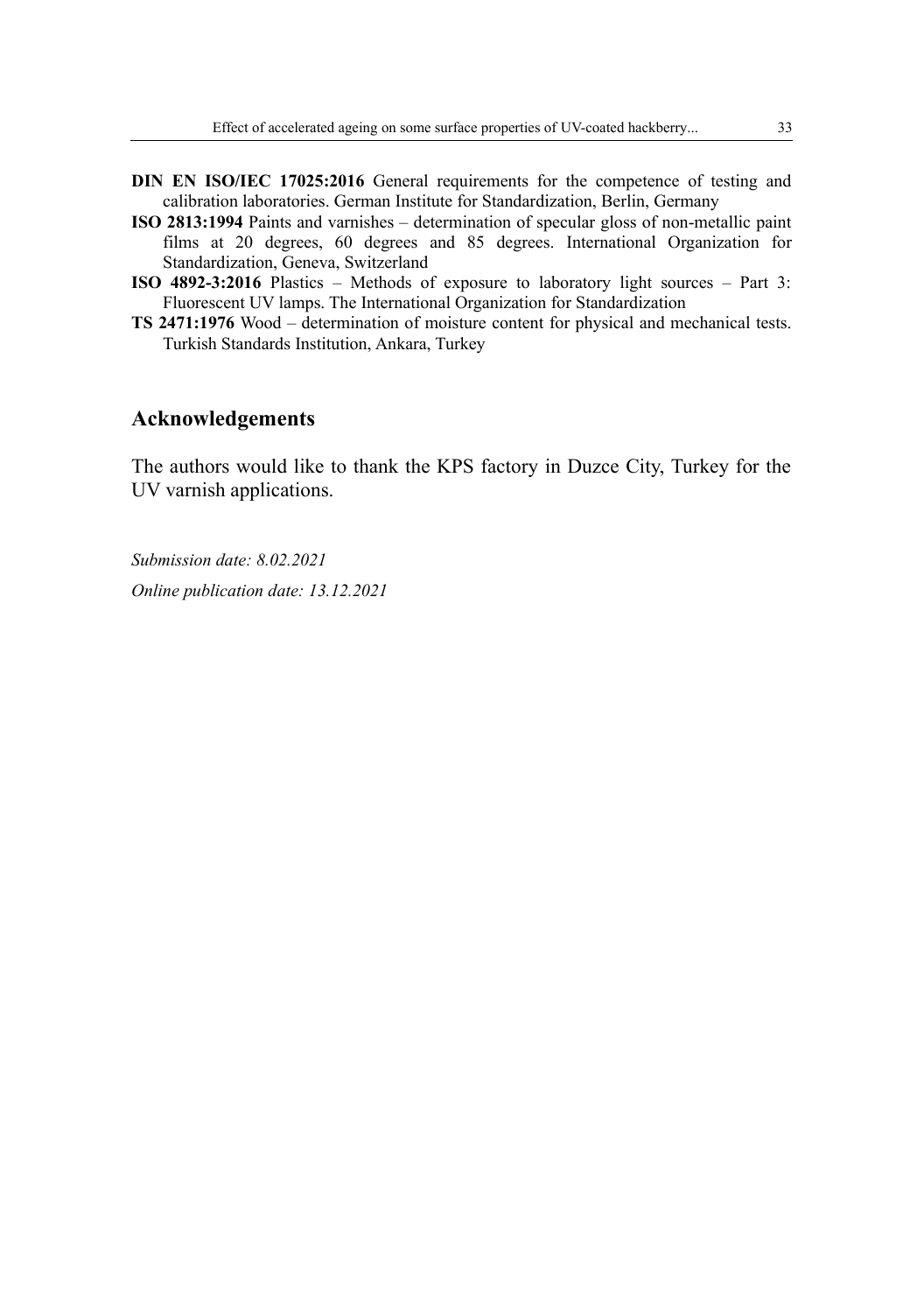**DIN EN ISO/IEC 17025:2016** General requirements for the competence of testing and calibration laboratories. German Institute for Standardization, Berlin, Germany

**ISO 2813:1994** Paints and varnishes – determination of specular gloss of non-metallic paint films at 20 degrees, 60 degrees and 85 degrees. International Organization for Standardization, Geneva, Switzerland

**ISO 4892-3:2016** Plastics – Methods of exposure to laboratory light sources – Part 3: Fluorescent UV lamps. The International Organization for Standardization

**TS 2471:1976** Wood – determination of moisture content for physical and mechanical tests. Turkish Standards Institution, Ankara, Turkey

## Acknowledgements

The authors would like to thank the KPS factory in Duzce City, Turkey for the UV varnish applications.

*Submission date: 8.02.2021*

*Online publication date: 13.12.2021*